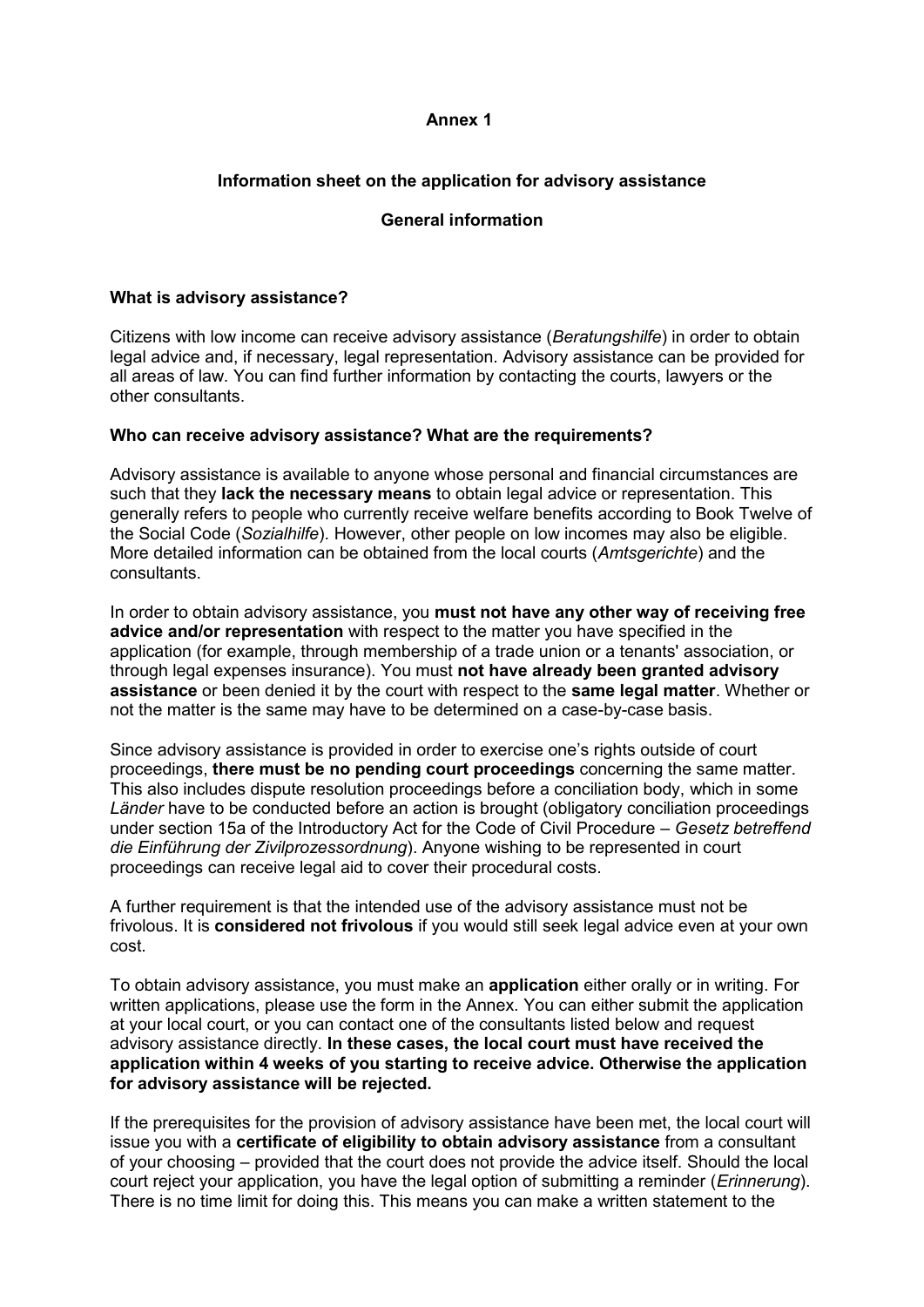**Annex 1**

## Information sheet on the application for advisory assistance

### General information

#### What is advisory assistance?

Citizens with low income can receive advisory assistance (*Beratungshilfe*) in order to obtain legal advice and, if necessary, legal representation. Advisory assistance can be provided for all areas of law. You can find further information by contacting the courts, lawyers or the other consultants.

#### Who can receive advisory assistance? What are the requirements?

Advisory assistance is available to anyone whose personal and financial circumstances are such that they **lack the necessary means** to obtain legal advice or representation. This generally refers to people who currently receive welfare benefits according to Book Twelve of the Social Code (*Sozialhilfe*). However, other people on low incomes may also be eligible. More detailed information can be obtained from the local courts (*Amtsgerichte*) and the consultants.

In order to obtain advisory assistance, you **must not have any other way of receiving free advice and/or representation** with respect to the matter you have specified in the application (for example, through membership of a trade union or a tenants' association, or through legal expenses insurance). You must **not have already been granted advisory assistance** or been denied it by the court with respect to the **same legal matter**. Whether or not the matter is the same may have to be determined on a case-by-case basis.

Since advisory assistance is provided in order to exercise one's rights outside of court proceedings, **there must be no pending court proceedings** concerning the same matter. This also includes dispute resolution proceedings before a conciliation body, which in some *Länder* have to be conducted before an action is brought (obligatory conciliation proceedings under section 15a of the Introductory Act for the Code of Civil Procedure – *Gesetz betreffend die Einführung der Zivilprozessordnung*). Anyone wishing to be represented in court proceedings can receive legal aid to cover their procedural costs.

A further requirement is that the intended use of the advisory assistance must not be frivolous. It is **considered not frivolous** if you would still seek legal advice even at your own cost.

To obtain advisory assistance, you must make an **application** either orally or in writing. For written applications, please use the form in the Annex. You can either submit the application at your local court, or you can contact one of the consultants listed below and request advisory assistance directly. **In these cases, the local court must have received the application within 4 weeks of you starting to receive advice. Otherwise the application for advisory assistance will be rejected.**

If the prerequisites for the provision of advisory assistance have been met, the local court will issue you with a **certificate of eligibility to obtain advisory assistance** from a consultant of your choosing – provided that the court does not provide the advice itself. Should the local court reject your application, you have the legal option of submitting a reminder (*Erinnerung*). There is no time limit for doing this. This means you can make a written statement to the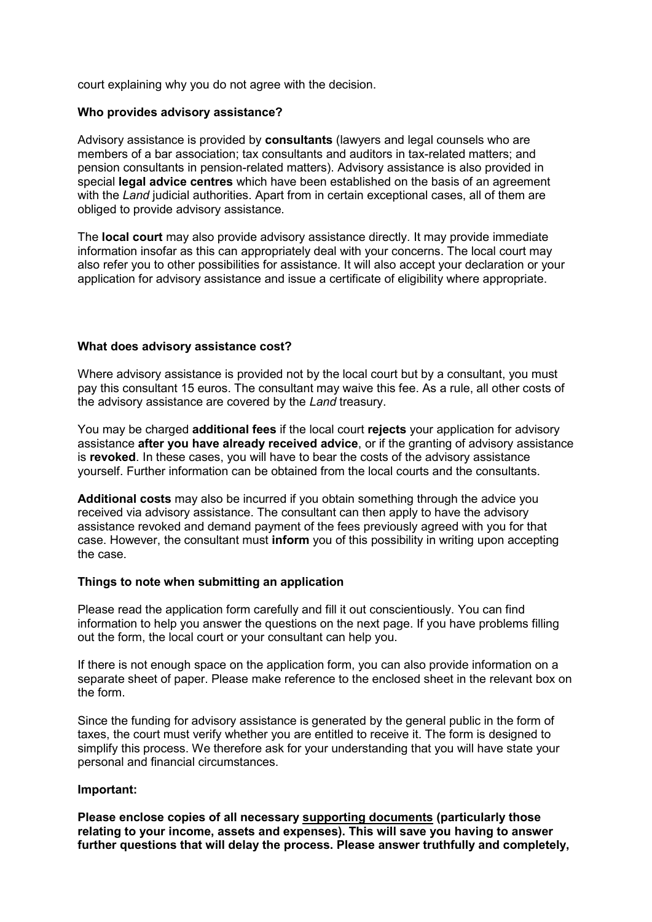court explaining why you do not agree with the decision.

**Who provides advisory assistance?**

Advisory assistance is provided by **consultants** (lawyers and legal counsels who are members of a bar association; tax consultants and auditors in tax-related matters; and pension consultants in pension-related matters). Advisory assistance is also provided in special **legal advice centres** which have been established on the basis of an agreement with the *Land* judicial authorities. Apart from in certain exceptional cases, all of them are obliged to provide advisory assistance.

The **local court** may also provide advisory assistance directly. It may provide immediate information insofar as this can appropriately deal with your concerns. The local court may also refer you to other possibilities for assistance. It will also accept your declaration or your application for advisory assistance and issue a certificate of eligibility where appropriate.

**What does advisory assistance cost?**

Where advisory assistance is provided not by the local court but by a consultant, you must pay this consultant 15 euros. The consultant may waive this fee. As a rule, all other costs of the advisory assistance are covered by the *Land* treasury.

You may be charged **additional fees** if the local court **rejects** your application for advisory assistance **after you have already received advice**, or if the granting of advisory assistance is **revoked**. In these cases, you will have to bear the costs of the advisory assistance yourself. Further information can be obtained from the local courts and the consultants.

**Additional costs** may also be incurred if you obtain something through the advice you received via advisory assistance. The consultant can then apply to have the advisory assistance revoked and demand payment of the fees previously agreed with you for that case. However, the consultant must **inform** you of this possibility in writing upon accepting the case.

**Things to note when submitting an application**

Please read the application form carefully and fill it out conscientiously. You can find information to help you answer the questions on the next page. If you have problems filling out the form, the local court or your consultant can help you.

If there is not enough space on the application form, you can also provide information on a separate sheet of paper. Please make reference to the enclosed sheet in the relevant box on the form.

Since the funding for advisory assistance is generated by the general public in the form of taxes, the court must verify whether you are entitled to receive it. The form is designed to simplify this process. We therefore ask for your understanding that you will have state your personal and financial circumstances.

**Important:**

**Please enclose copies of all necessary <u>supporting documents</u> (particularly those relating to your income, assets and expenses). This will save you having to answer further questions that will delay the process. Please answer truthfully and completely,**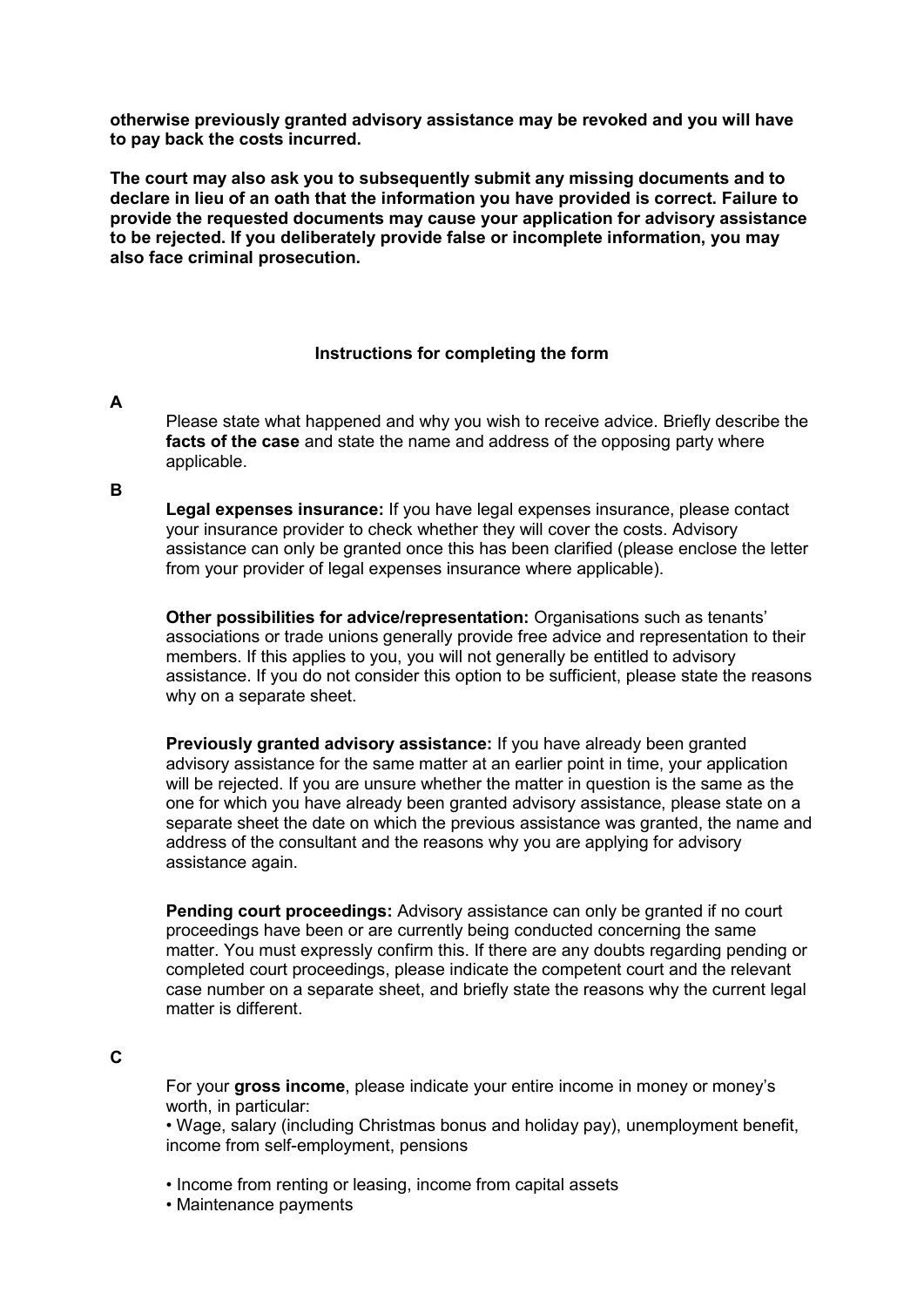**otherwise previously granted advisory assistance may be revoked and you will have to pay back the costs incurred.**

**The court may also ask you to subsequently submit any missing documents and to declare in lieu of an oath that the information you have provided is correct. Failure to provide the requested documents may cause your application for advisory assistance to be rejected. If you deliberately provide false or incomplete information, you may also face criminal prosecution.**

### Instructions for completing the form

**A**

Please state what happened and why you wish to receive advice. Briefly describe the **facts of the case** and state the name and address of the opposing party where applicable.

**B**

**Legal expenses insurance:** If you have legal expenses insurance, please contact your insurance provider to check whether they will cover the costs. Advisory assistance can only be granted once this has been clarified (please enclose the letter from your provider of legal expenses insurance where applicable).

**Other possibilities for advice/representation:** Organisations such as tenants' associations or trade unions generally provide free advice and representation to their members. If this applies to you, you will not generally be entitled to advisory assistance. If you do not consider this option to be sufficient, please state the reasons why on a separate sheet.

**Previously granted advisory assistance:** If you have already been granted advisory assistance for the same matter at an earlier point in time, your application will be rejected. If you are unsure whether the matter in question is the same as the one for which you have already been granted advisory assistance, please state on a separate sheet the date on which the previous assistance was granted, the name and address of the consultant and the reasons why you are applying for advisory assistance again.

**Pending court proceedings:** Advisory assistance can only be granted if no court proceedings have been or are currently being conducted concerning the same matter. You must expressly confirm this. If there are any doubts regarding pending or completed court proceedings, please indicate the competent court and the relevant case number on a separate sheet, and briefly state the reasons why the current legal matter is different.

**C**

For your **gross income**, please indicate your entire income in money or money's worth, in particular:

- Wage, salary (including Christmas bonus and holiday pay), unemployment benefit, income from self-employment, pensions
- Income from renting or leasing, income from capital assets
- Maintenance payments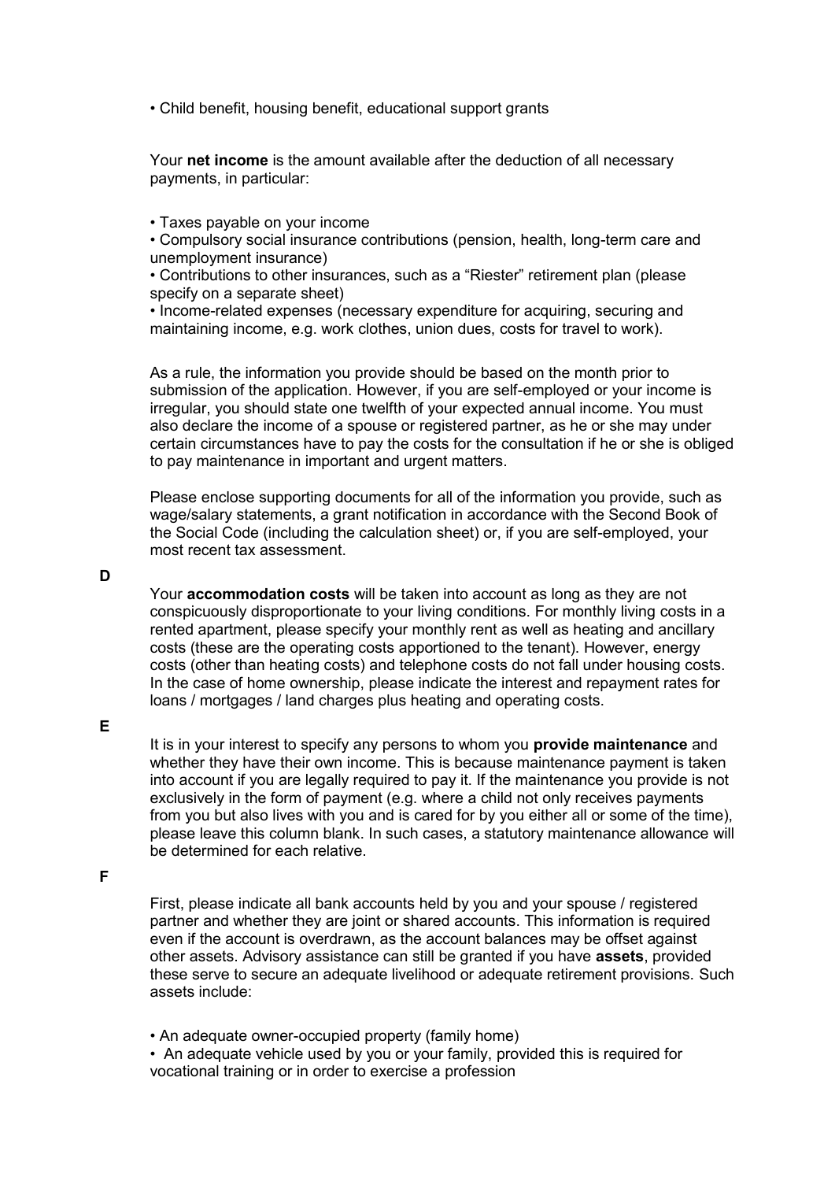- Child benefit, housing benefit, educational support grants

Your **net income** is the amount available after the deduction of all necessary payments, in particular:

- Taxes payable on your income
- Compulsory social insurance contributions (pension, health, long-term care and unemployment insurance)
- Contributions to other insurances, such as a "Riester" retirement plan (please specify on a separate sheet)
- Income-related expenses (necessary expenditure for acquiring, securing and maintaining income, e.g. work clothes, union dues, costs for travel to work).

As a rule, the information you provide should be based on the month prior to submission of the application. However, if you are self-employed or your income is irregular, you should state one twelfth of your expected annual income. You must also declare the income of a spouse or registered partner, as he or she may under certain circumstances have to pay the costs for the consultation if he or she is obliged to pay maintenance in important and urgent matters.

Please enclose supporting documents for all of the information you provide, such as wage/salary statements, a grant notification in accordance with the Second Book of the Social Code (including the calculation sheet) or, if you are self-employed, your most recent tax assessment.

**D**

Your **accommodation costs** will be taken into account as long as they are not conspicuously disproportionate to your living conditions. For monthly living costs in a rented apartment, please specify your monthly rent as well as heating and ancillary costs (these are the operating costs apportioned to the tenant). However, energy costs (other than heating costs) and telephone costs do not fall under housing costs. In the case of home ownership, please indicate the interest and repayment rates for loans / mortgages / land charges plus heating and operating costs.

**E**

It is in your interest to specify any persons to whom you **provide maintenance** and whether they have their own income. This is because maintenance payment is taken into account if you are legally required to pay it. If the maintenance you provide is not exclusively in the form of payment (e.g. where a child not only receives payments from you but also lives with you and is cared for by you either all or some of the time), please leave this column blank. In such cases, a statutory maintenance allowance will be determined for each relative.

**F**

First, please indicate all bank accounts held by you and your spouse / registered partner and whether they are joint or shared accounts. This information is required even if the account is overdrawn, as the account balances may be offset against other assets. Advisory assistance can still be granted if you have **assets**, provided these serve to secure an adequate livelihood or adequate retirement provisions. Such assets include:

- An adequate owner-occupied property (family home)
- An adequate vehicle used by you or your family, provided this is required for vocational training or in order to exercise a profession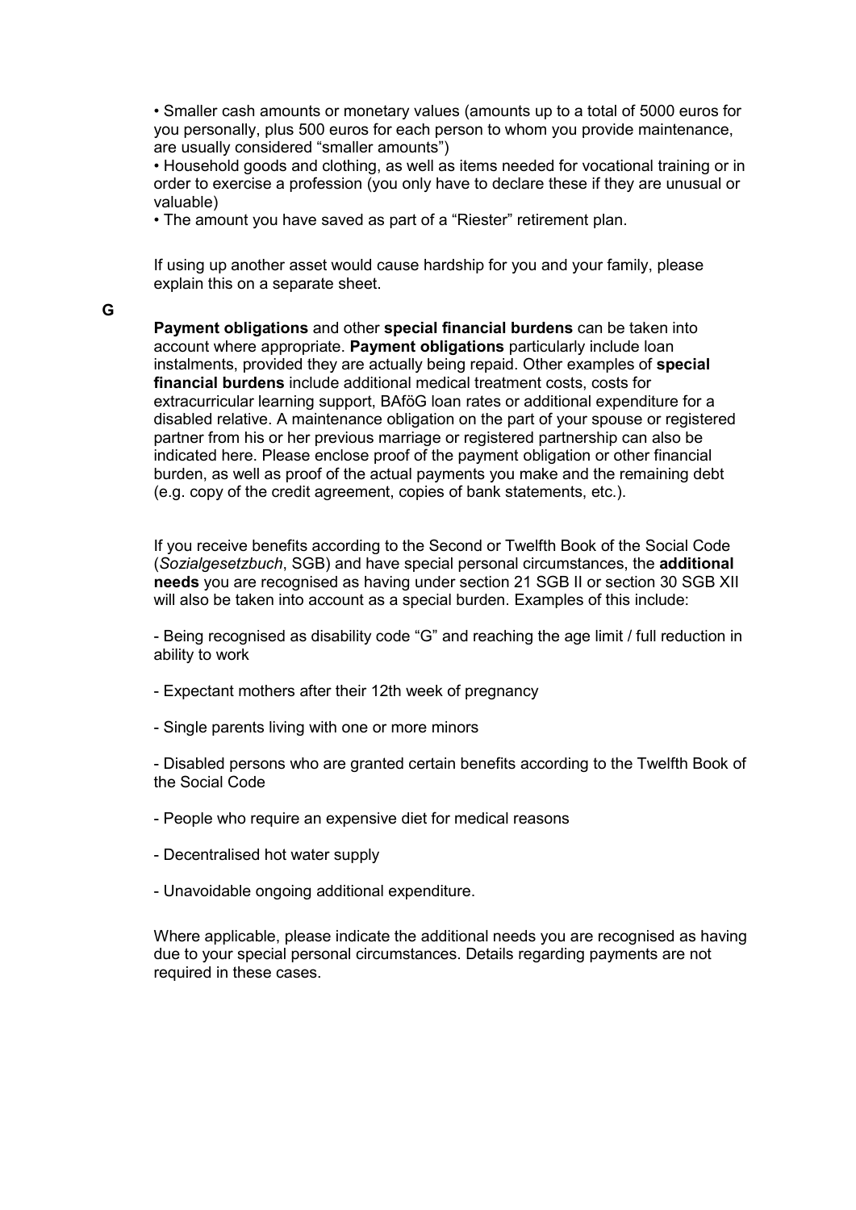- Smaller cash amounts or monetary values (amounts up to a total of 5000 euros for you personally, plus 500 euros for each person to whom you provide maintenance, are usually considered "smaller amounts")
- Household goods and clothing, as well as items needed for vocational training or in order to exercise a profession (you only have to declare these if they are unusual or valuable)
- The amount you have saved as part of a "Riester" retirement plan.

If using up another asset would cause hardship for you and your family, please explain this on a separate sheet.

**G**

**Payment obligations** and other **special financial burdens** can be taken into account where appropriate. **Payment obligations** particularly include loan instalments, provided they are actually being repaid. Other examples of **special financial burdens** include additional medical treatment costs, costs for extracurricular learning support, BAföG loan rates or additional expenditure for a disabled relative. A maintenance obligation on the part of your spouse or registered partner from his or her previous marriage or registered partnership can also be indicated here. Please enclose proof of the payment obligation or other financial burden, as well as proof of the actual payments you make and the remaining debt (e.g. copy of the credit agreement, copies of bank statements, etc.).

If you receive benefits according to the Second or Twelfth Book of the Social Code (*Sozialgesetzbuch*, SGB) and have special personal circumstances, the **additional needs** you are recognised as having under section 21 SGB II or section 30 SGB XII will also be taken into account as a special burden. Examples of this include:

- Being recognised as disability code "G" and reaching the age limit / full reduction in ability to work

- Expectant mothers after their 12th week of pregnancy

- Single parents living with one or more minors

- Disabled persons who are granted certain benefits according to the Twelfth Book of the Social Code

- People who require an expensive diet for medical reasons

- Decentralised hot water supply

- Unavoidable ongoing additional expenditure.

Where applicable, please indicate the additional needs you are recognised as having due to your special personal circumstances. Details regarding payments are not required in these cases.